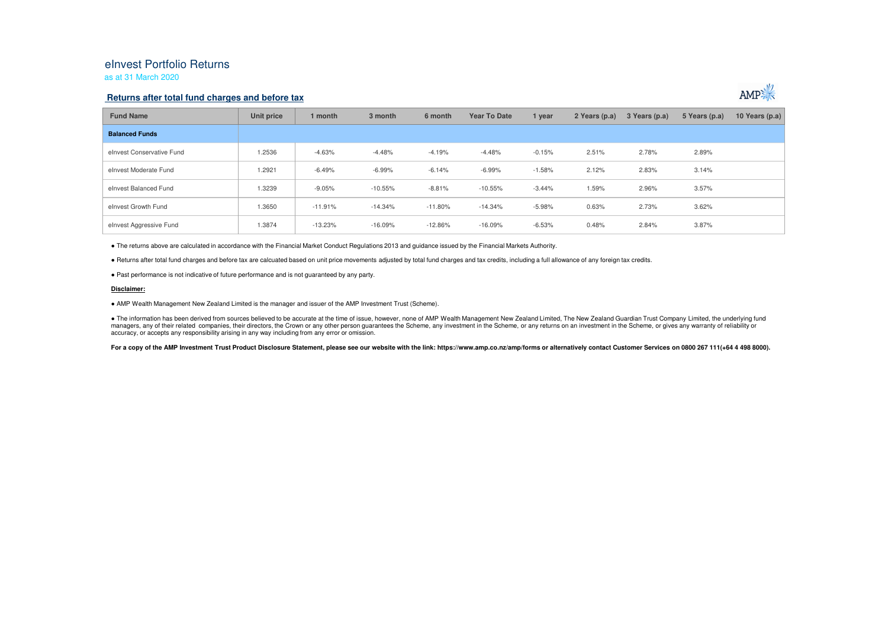# eInvest Portfolio Returns

as at 31 March 2020

## Returns after total fund charges and before tax

| Fund Name | Unit price | 1 month | 3 month | 6 month | Year To Date | 1 year | 2 Years (p.a) | 3 Years (p.a) | 5 Years (p.a) | 10 Years (p.a) |
|---|---|---|---|---|---|---|---|---|---|---|
| **Balanced Funds** | | | | | | | | | | |
| eInvest Conservative Fund | 1.2536 | -4.63% | -4.48% | -4.19% | -4.48% | -0.15% | 2.51% | 2.78% | 2.89% | |
| eInvest Moderate Fund | 1.2921 | -6.49% | -6.99% | -6.14% | -6.99% | -1.58% | 2.12% | 2.83% | 3.14% | |
| eInvest Balanced Fund | 1.3239 | -9.05% | -10.55% | -8.81% | -10.55% | -3.44% | 1.59% | 2.96% | 3.57% | |
| eInvest Growth Fund | 1.3650 | -11.91% | -14.34% | -11.80% | -14.34% | -5.98% | 0.63% | 2.73% | 3.62% | |
| eInvest Aggressive Fund | 1.3874 | -13.23% | -16.09% | -12.86% | -16.09% | -6.53% | 0.48% | 2.84% | 3.87% | |

- The returns above are calculated in accordance with the Financial Market Conduct Regulations 2013 and guidance issued by the Financial Markets Authority.
- Returns after total fund charges and before tax are calcuated based on unit price movements adjusted by total fund charges and tax credits, including a full allowance of any foreign tax credits.
- Past performance is not indicative of future performance and is not guaranteed by any party.

**Disclaimer:**

- AMP Wealth Management New Zealand Limited is the manager and issuer of the AMP Investment Trust (Scheme).
- The information has been derived from sources believed to be accurate at the time of issue, however, none of AMP Wealth Management New Zealand Limited, The New Zealand Guardian Trust Company Limited, the underlying fund managers, any of their related companies, their directors, the Crown or any other person guarantees the Scheme, any investment in the Scheme, or any returns on an investment in the Scheme, or gives any warranty of reliability or accuracy, or accepts any responsibility arising in any way including from any error or omission.

**For a copy of the AMP Investment Trust Product Disclosure Statement, please see our website with the link: https://www.amp.co.nz/amp/forms or alternatively contact Customer Services on 0800 267 111(+64 4 498 8000).**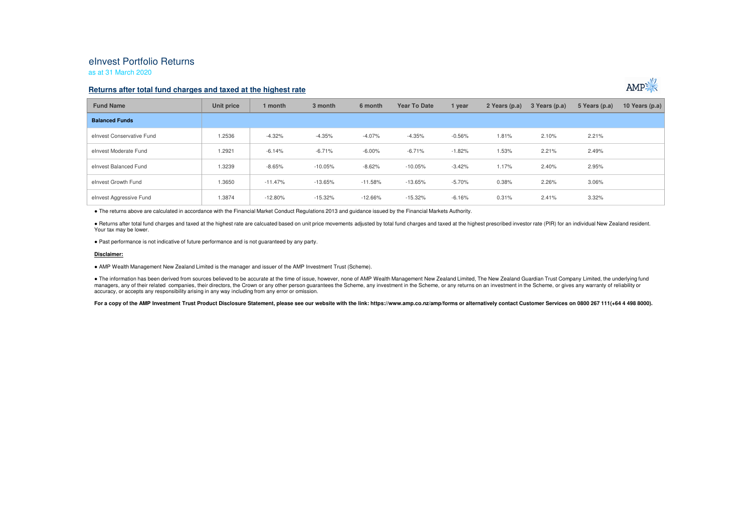# eInvest Portfolio Returns

as at 31 March 2020

## Returns after total fund charges and taxed at the highest rate

| Fund Name | Unit price | 1 month | 3 month | 6 month | Year To Date | 1 year | 2 Years (p.a) | 3 Years (p.a) | 5 Years (p.a) | 10 Years (p.a) |
|---|---|---|---|---|---|---|---|---|---|---|
| **Balanced Funds** | | | | | | | | | | |
| eInvest Conservative Fund | 1.2536 | -4.32% | -4.35% | -4.07% | -4.35% | -0.56% | 1.81% | 2.10% | 2.21% | |
| eInvest Moderate Fund | 1.2921 | -6.14% | -6.71% | -6.00% | -6.71% | -1.82% | 1.53% | 2.21% | 2.49% | |
| eInvest Balanced Fund | 1.3239 | -8.65% | -10.05% | -8.62% | -10.05% | -3.42% | 1.17% | 2.40% | 2.95% | |
| eInvest Growth Fund | 1.3650 | -11.47% | -13.65% | -11.58% | -13.65% | -5.70% | 0.38% | 2.26% | 3.06% | |
| eInvest Aggressive Fund | 1.3874 | -12.80% | -15.32% | -12.66% | -15.32% | -6.16% | 0.31% | 2.41% | 3.32% | |

● The returns above are calculated in accordance with the Financial Market Conduct Regulations 2013 and guidance issued by the Financial Markets Authority.

● Returns after total fund charges and taxed at the highest rate are calcuated based on unit price movements adjusted by total fund charges and taxed at the highest prescribed investor rate (PIR) for an individual New Zealand resident. Your tax may be lower.

● Past performance is not indicative of future performance and is not guaranteed by any party.

**Disclaimer:**

● AMP Wealth Management New Zealand Limited is the manager and issuer of the AMP Investment Trust (Scheme).

● The information has been derived from sources believed to be accurate at the time of issue, however, none of AMP Wealth Management New Zealand Limited, The New Zealand Guardian Trust Company Limited, the underlying fund managers, any of their related companies, their directors, the Crown or any other person guarantees the Scheme, any investment in the Scheme, or any returns on an investment in the Scheme, or gives any warranty of reliability or accuracy, or accepts any responsibility arising in any way including from any error or omission.

**For a copy of the AMP Investment Trust Product Disclosure Statement, please see our website with the link: https://www.amp.co.nz/amp/forms or alternatively contact Customer Services on 0800 267 111(+64 4 498 8000).**